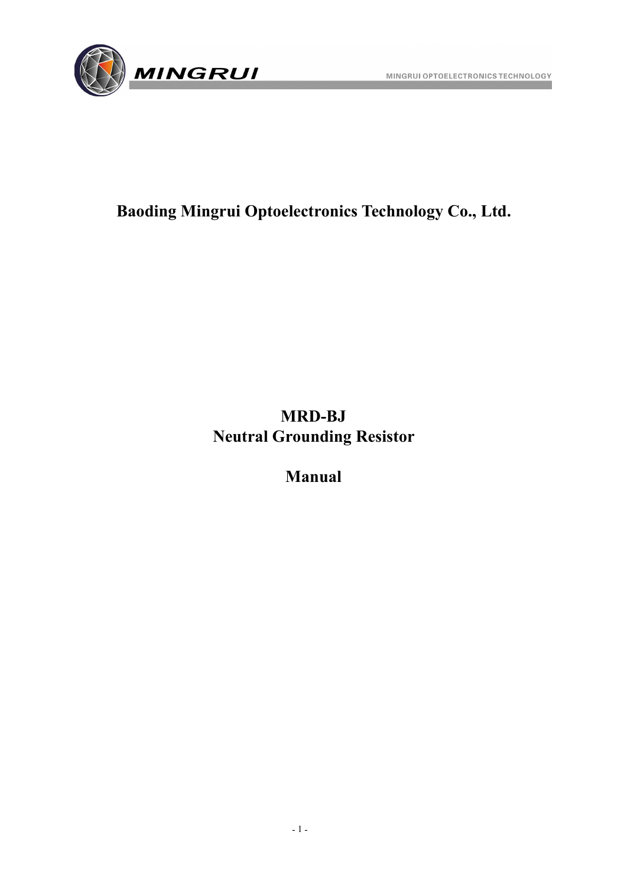# Baoding Mingrui Optoelectronics Technology Co., Ltd.

# MRD-BJ
# Neutral Grounding Resistor

# Manual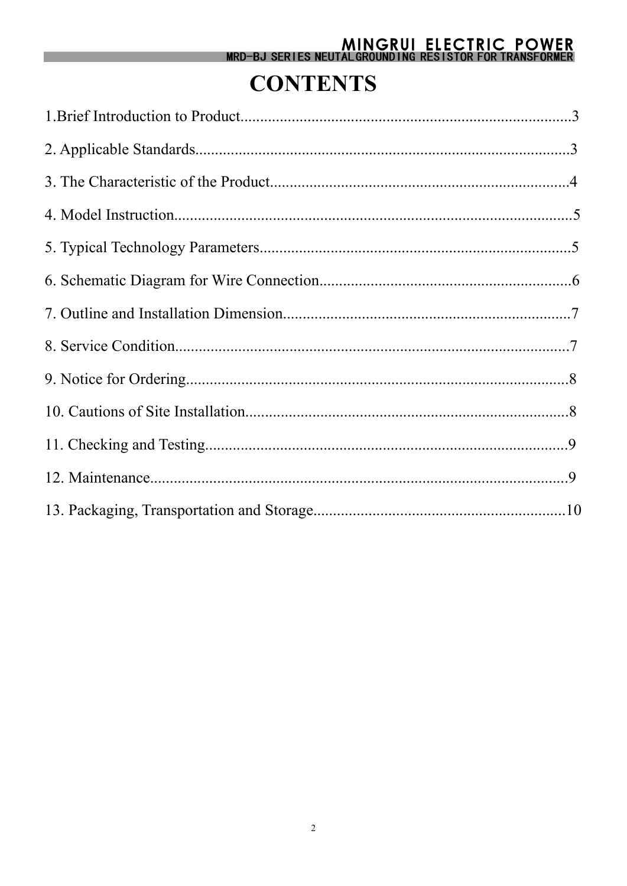# CONTENTS

1.Brief Introduction to Product....................................................................................3

2. Applicable Standards...............................................................................................3

3. The Characteristic of the Product...........................................................................4

4. Model Instruction.....................................................................................................5

5. Typical Technology Parameters...............................................................................5

6. Schematic Diagram for Wire Connection.................................................................6

7. Outline and Installation Dimension.........................................................................7

8. Service Condition......................................................................................................7

9. Notice for Ordering...................................................................................................8

10. Cautions of Site Installation....................................................................................8

11. Checking and Testing..............................................................................................9

12. Maintenance............................................................................................................9

13. Packaging, Transportation and Storage.................................................................10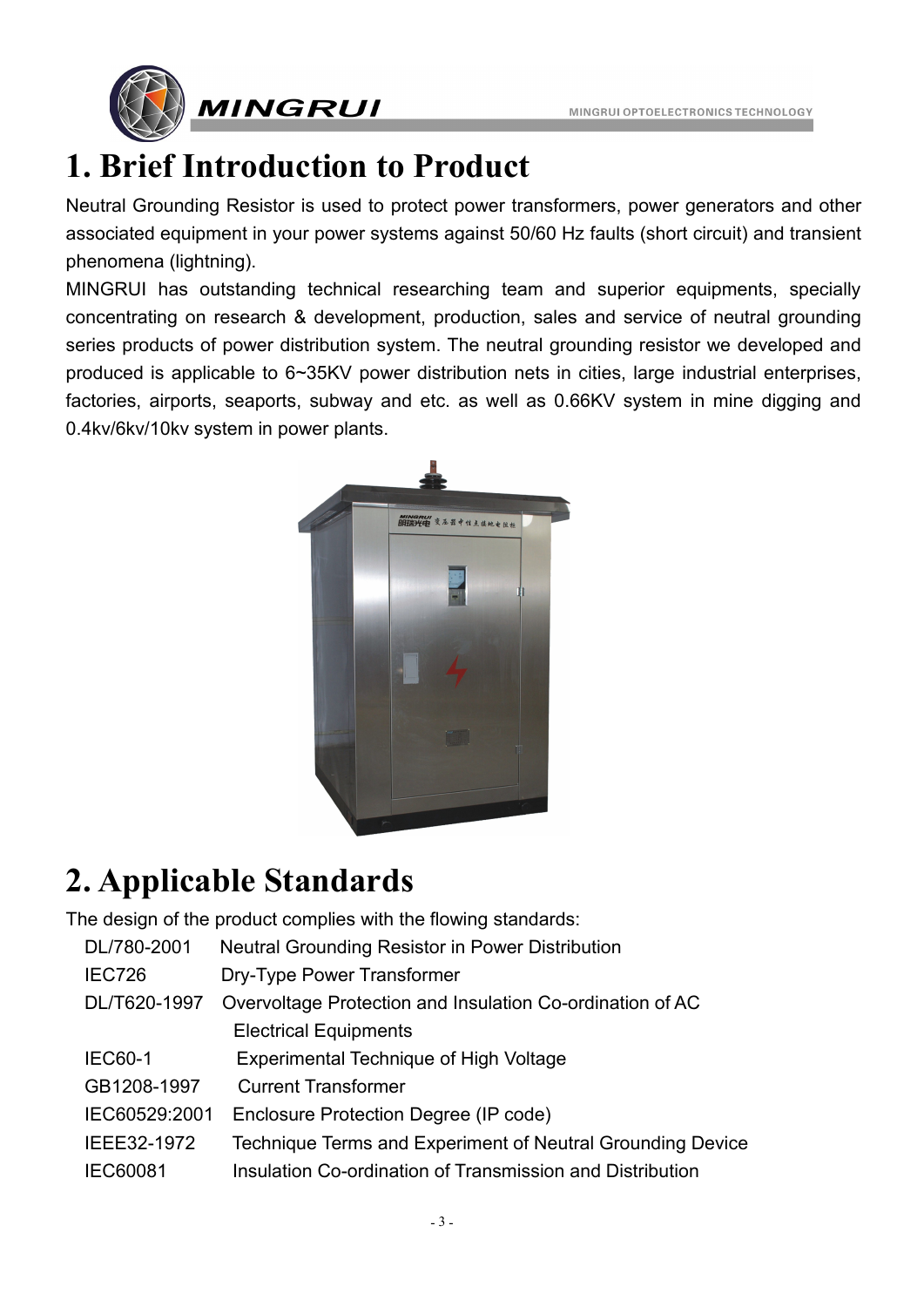# 1. Brief Introduction to Product

Neutral Grounding Resistor is used to protect power transformers, power generators and other associated equipment in your power systems against 50/60 Hz faults (short circuit) and transient phenomena (lightning).

MINGRUI has outstanding technical researching team and superior equipments, specially concentrating on research & development, production, sales and service of neutral grounding series products of power distribution system. The neutral grounding resistor we developed and produced is applicable to 6~35KV power distribution nets in cities, large industrial enterprises, factories, airports, seaports, subway and etc. as well as 0.66KV system in mine digging and 0.4kv/6kv/10kv system in power plants.

# 2. Applicable Standards

The design of the product complies with the flowing standards:

| | |
|---|---|
| DL/780-2001 | Neutral Grounding Resistor in Power Distribution |
| IEC726 | Dry-Type Power Transformer |
| DL/T620-1997 | Overvoltage Protection and Insulation Co-ordination of AC Electrical Equipments |
| IEC60-1 | Experimental Technique of High Voltage |
| GB1208-1997 | Current Transformer |
| IEC60529:2001 | Enclosure Protection Degree (IP code) |
| IEEE32-1972 | Technique Terms and Experiment of Neutral Grounding Device |
| IEC60081 | Insulation Co-ordination of Transmission and Distribution |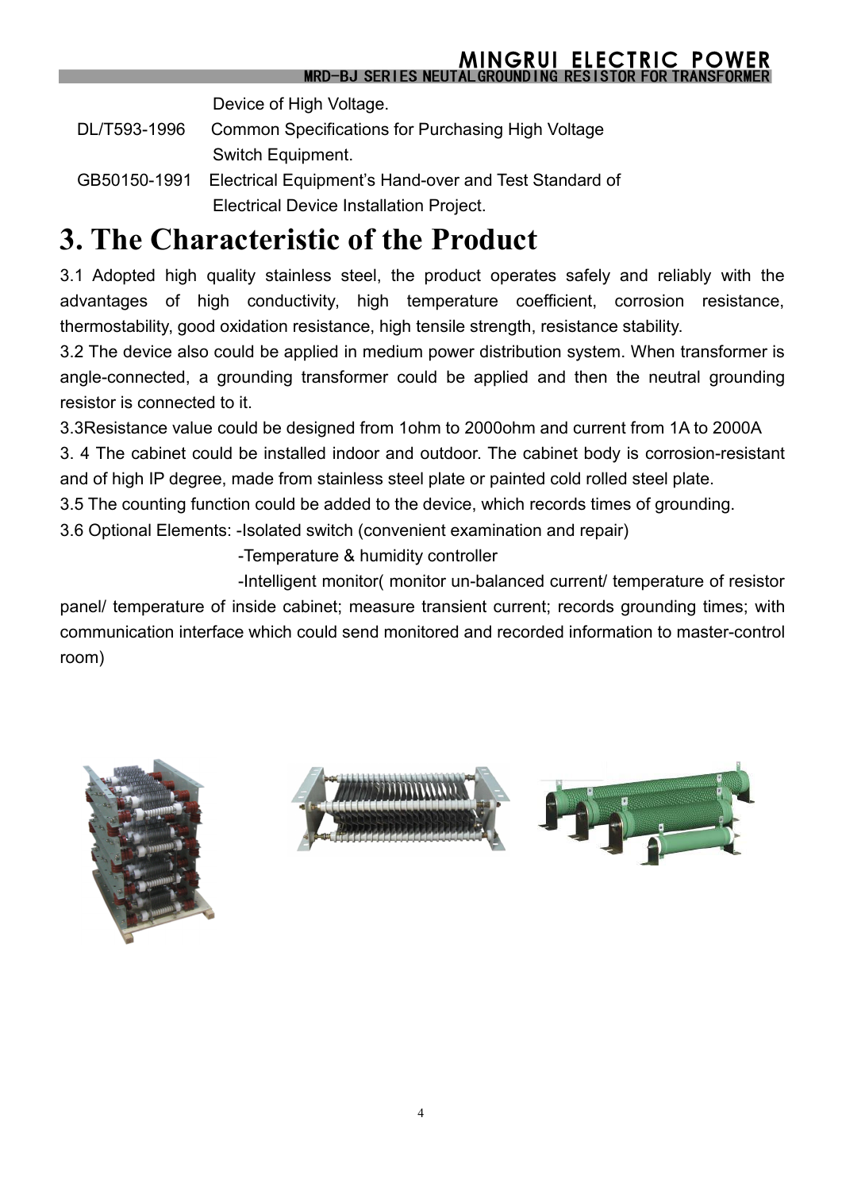Device of High Voltage.

DL/T593-1996 Common Specifications for Purchasing High Voltage Switch Equipment.

GB50150-1991 Electrical Equipment's Hand-over and Test Standard of Electrical Device Installation Project.

# 3. The Characteristic of the Product

3.1 Adopted high quality stainless steel, the product operates safely and reliably with the advantages of high conductivity, high temperature coefficient, corrosion resistance, thermostability, good oxidation resistance, high tensile strength, resistance stability.

3.2 The device also could be applied in medium power distribution system. When transformer is angle-connected, a grounding transformer could be applied and then the neutral grounding resistor is connected to it.

3.3Resistance value could be designed from 1ohm to 2000ohm and current from 1A to 2000A

3. 4 The cabinet could be installed indoor and outdoor. The cabinet body is corrosion-resistant and of high IP degree, made from stainless steel plate or painted cold rolled steel plate.

3.5 The counting function could be added to the device, which records times of grounding.

3.6 Optional Elements: -Isolated switch (convenient examination and repair)

-Temperature & humidity controller

-Intelligent monitor( monitor un-balanced current/ temperature of resistor panel/ temperature of inside cabinet; measure transient current; records grounding times; with communication interface which could send monitored and recorded information to master-control room)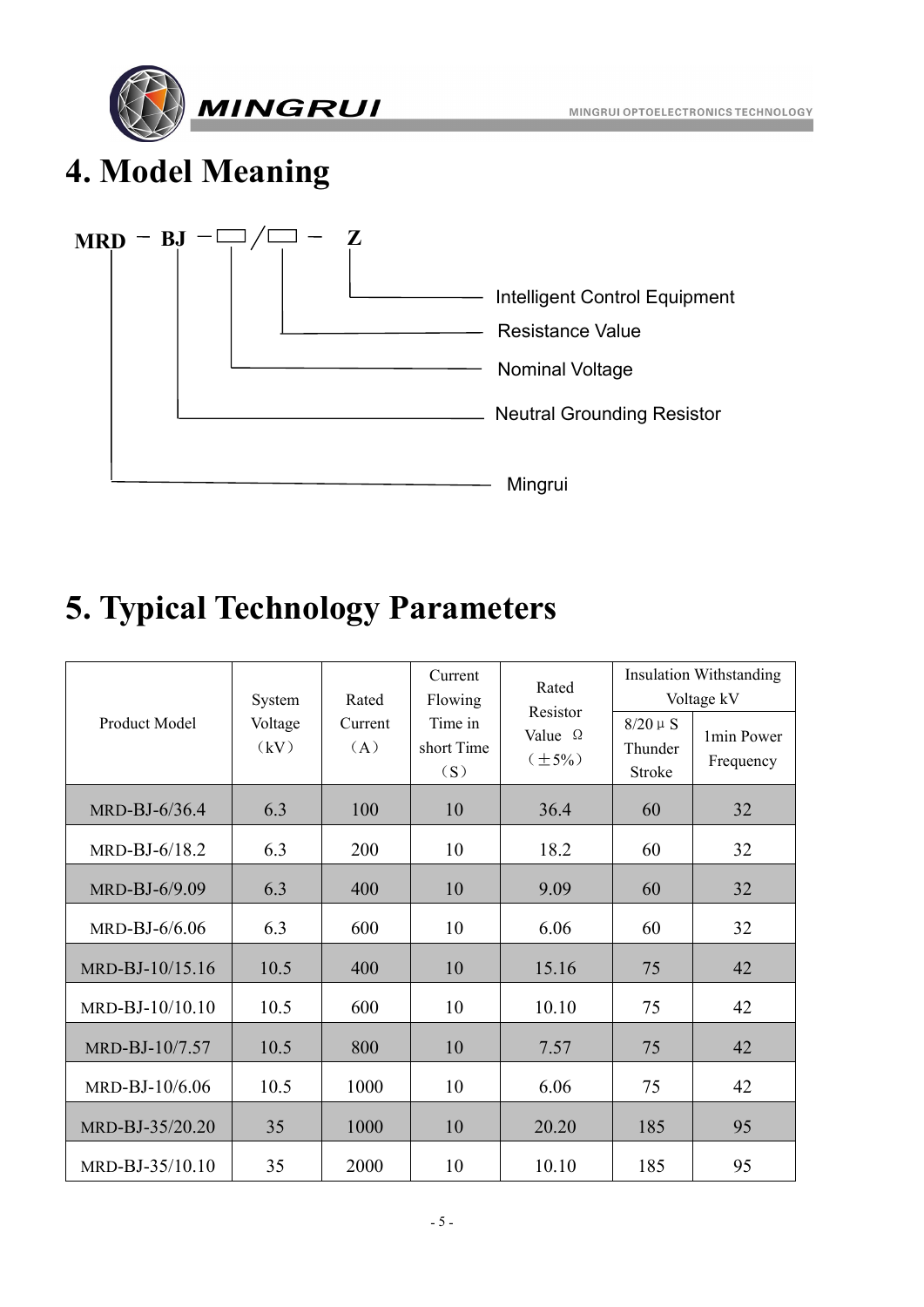# 4. Model Meaning

MRD － BJ －□/□ － Z

- MRD: Mingrui
- BJ: Neutral Grounding Resistor
- □ (first): Nominal Voltage
- □ (second): Resistance Value
- Z: Intelligent Control Equipment

# 5. Typical Technology Parameters

| Product Model | System Voltage （kV） | Rated Current （A） | Current Flowing Time in short Time （S） | Rated Resistor Value Ω （±5%） | Insulation Withstanding Voltage kV | |
|---|---|---|---|---|---|---|
| | | | | | 8/20μS Thunder Stroke | 1min Power Frequency |
| MRD-BJ-6/36.4 | 6.3 | 100 | 10 | 36.4 | 60 | 32 |
| MRD-BJ-6/18.2 | 6.3 | 200 | 10 | 18.2 | 60 | 32 |
| MRD-BJ-6/9.09 | 6.3 | 400 | 10 | 9.09 | 60 | 32 |
| MRD-BJ-6/6.06 | 6.3 | 600 | 10 | 6.06 | 60 | 32 |
| MRD-BJ-10/15.16 | 10.5 | 400 | 10 | 15.16 | 75 | 42 |
| MRD-BJ-10/10.10 | 10.5 | 600 | 10 | 10.10 | 75 | 42 |
| MRD-BJ-10/7.57 | 10.5 | 800 | 10 | 7.57 | 75 | 42 |
| MRD-BJ-10/6.06 | 10.5 | 1000 | 10 | 6.06 | 75 | 42 |
| MRD-BJ-35/20.20 | 35 | 1000 | 10 | 20.20 | 185 | 95 |
| MRD-BJ-35/10.10 | 35 | 2000 | 10 | 10.10 | 185 | 95 |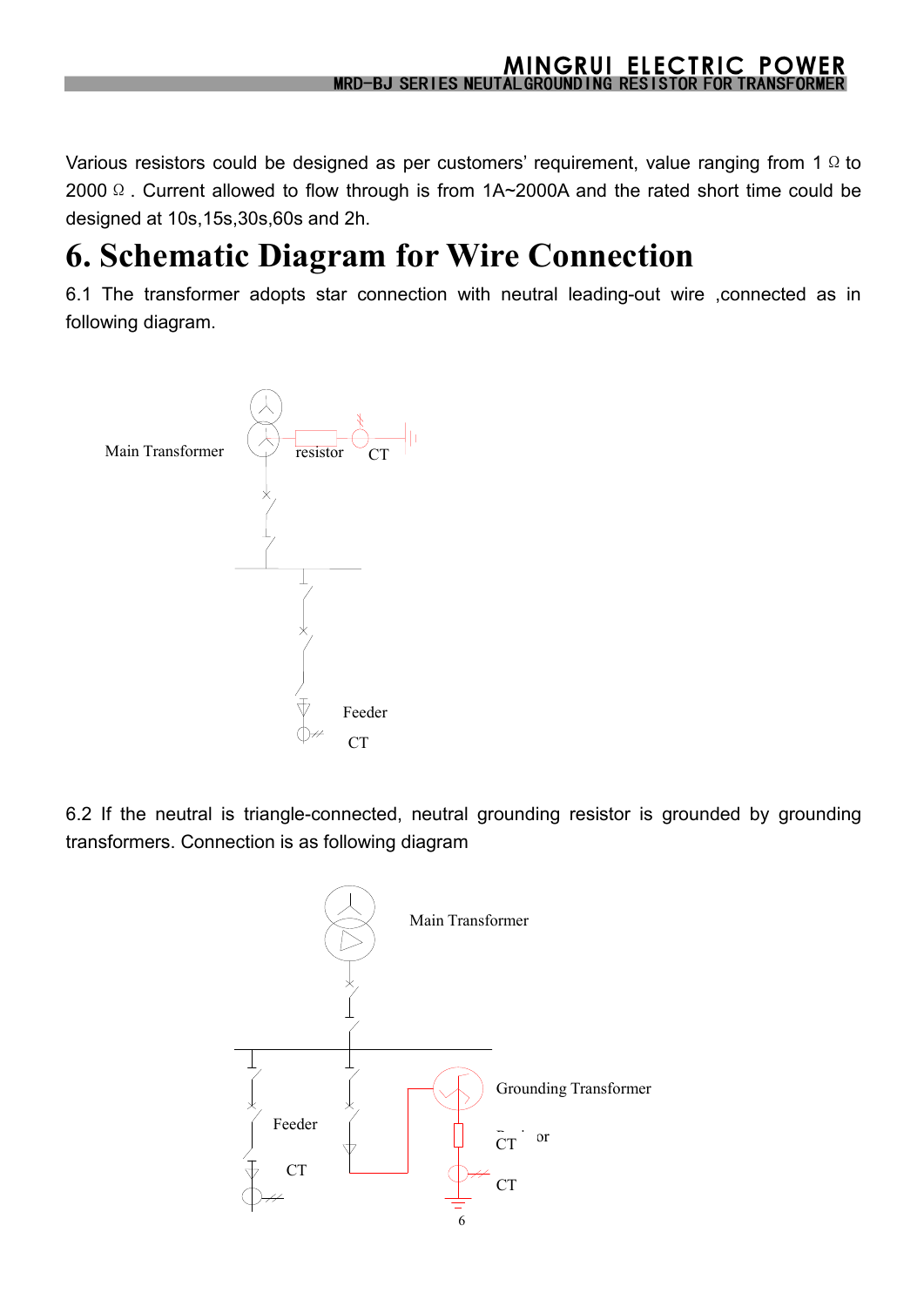Various resistors could be designed as per customers' requirement, value ranging from 1 Ω to 2000 Ω. Current allowed to flow through is from 1A~2000A and the rated short time could be designed at 10s,15s,30s,60s and 2h.

# 6. Schematic Diagram for Wire Connection

6.1 The transformer adopts star connection with neutral leading-out wire ,connected as in following diagram.

Main Transformer   resistor   CT

Feeder

CT

6.2 If the neutral is triangle-connected, neutral grounding resistor is grounded by grounding transformers. Connection is as following diagram

Main Transformer

Grounding Transformer

Feeder

CT

CT   or

CT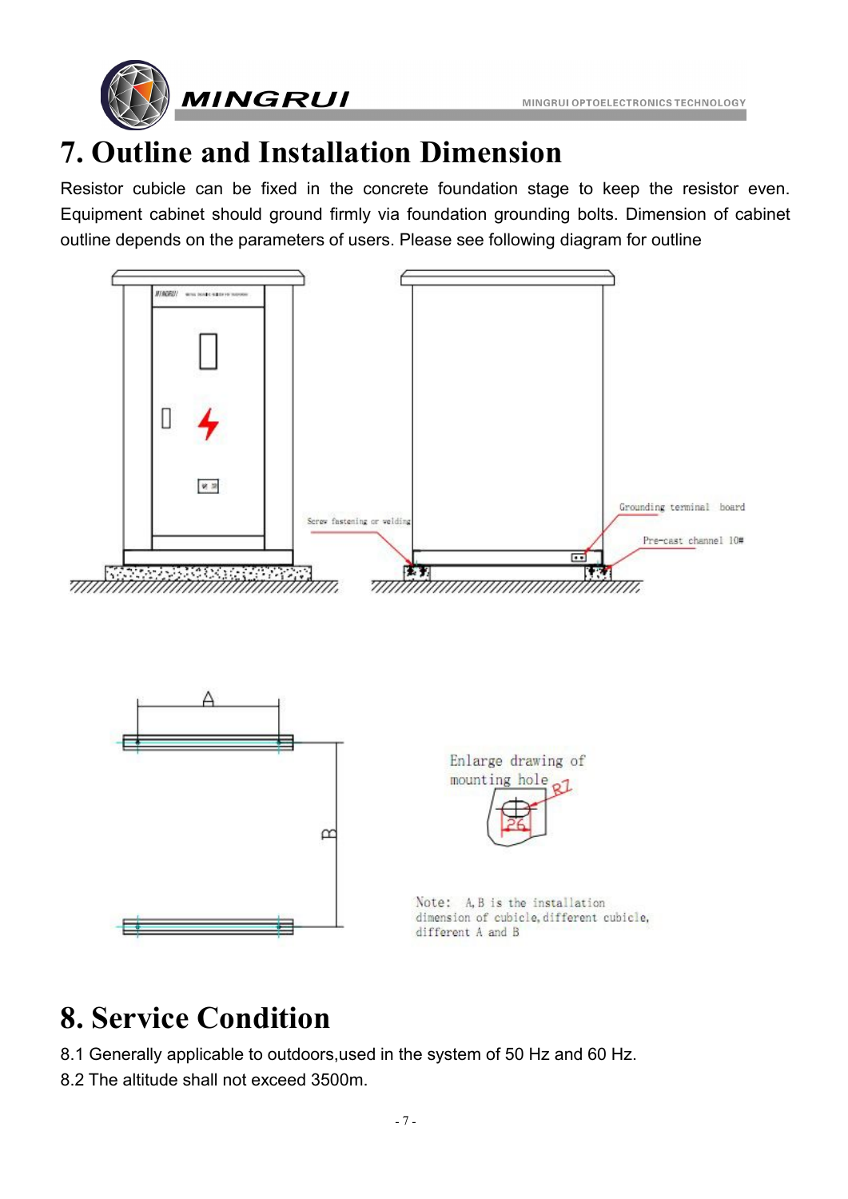# 7. Outline and Installation Dimension

Resistor cubicle can be fixed in the concrete foundation stage to keep the resistor even. Equipment cabinet should ground firmly via foundation grounding bolts. Dimension of cabinet outline depends on the parameters of users. Please see following diagram for outline

Screw fastening or welding

Grounding terminal board

Pre-cast channel 10#

A

B

Enlarge drawing of mounting hole

R7

26

Note: A,B is the installation dimension of cubicle,different cubicle, different A and B

# 8. Service Condition

8.1 Generally applicable to outdoors,used in the system of 50 Hz and 60 Hz.

8.2 The altitude shall not exceed 3500m.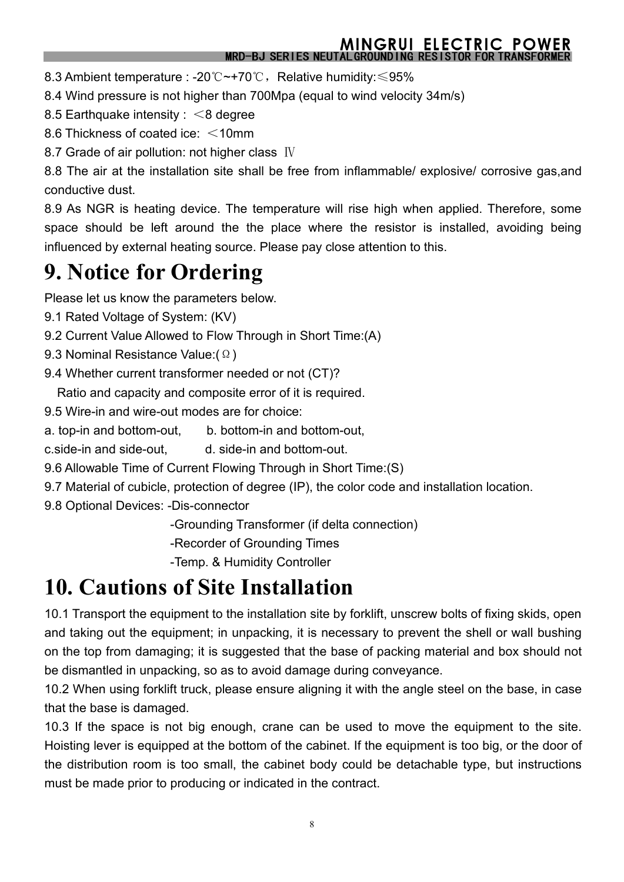8.3 Ambient temperature : -20℃~+70℃，Relative humidity:≤95%

8.4 Wind pressure is not higher than 700Mpa (equal to wind velocity 34m/s)

8.5 Earthquake intensity : ＜8 degree

8.6 Thickness of coated ice: ＜10mm

8.7 Grade of air pollution: not higher class Ⅳ

8.8 The air at the installation site shall be free from inflammable/ explosive/ corrosive gas,and conductive dust.

8.9 As NGR is heating device. The temperature will rise high when applied. Therefore, some space should be left around the the place where the resistor is installed, avoiding being influenced by external heating source. Please pay close attention to this.

# 9. Notice for Ordering

Please let us know the parameters below.

9.1 Rated Voltage of System: (KV)

9.2 Current Value Allowed to Flow Through in Short Time:(A)

9.3 Nominal Resistance Value:(Ω)

9.4 Whether current transformer needed or not (CT)?

Ratio and capacity and composite error of it is required.

9.5 Wire-in and wire-out modes are for choice:

a. top-in and bottom-out, b. bottom-in and bottom-out,

c.side-in and side-out, d. side-in and bottom-out.

9.6 Allowable Time of Current Flowing Through in Short Time:(S)

9.7 Material of cubicle, protection of degree (IP), the color code and installation location.

9.8 Optional Devices: -Dis-connector

-Grounding Transformer (if delta connection)

-Recorder of Grounding Times

-Temp. & Humidity Controller

# 10. Cautions of Site Installation

10.1 Transport the equipment to the installation site by forklift, unscrew bolts of fixing skids, open and taking out the equipment; in unpacking, it is necessary to prevent the shell or wall bushing on the top from damaging; it is suggested that the base of packing material and box should not be dismantled in unpacking, so as to avoid damage during conveyance.

10.2 When using forklift truck, please ensure aligning it with the angle steel on the base, in case that the base is damaged.

10.3 If the space is not big enough, crane can be used to move the equipment to the site. Hoisting lever is equipped at the bottom of the cabinet. If the equipment is too big, or the door of the distribution room is too small, the cabinet body could be detachable type, but instructions must be made prior to producing or indicated in the contract.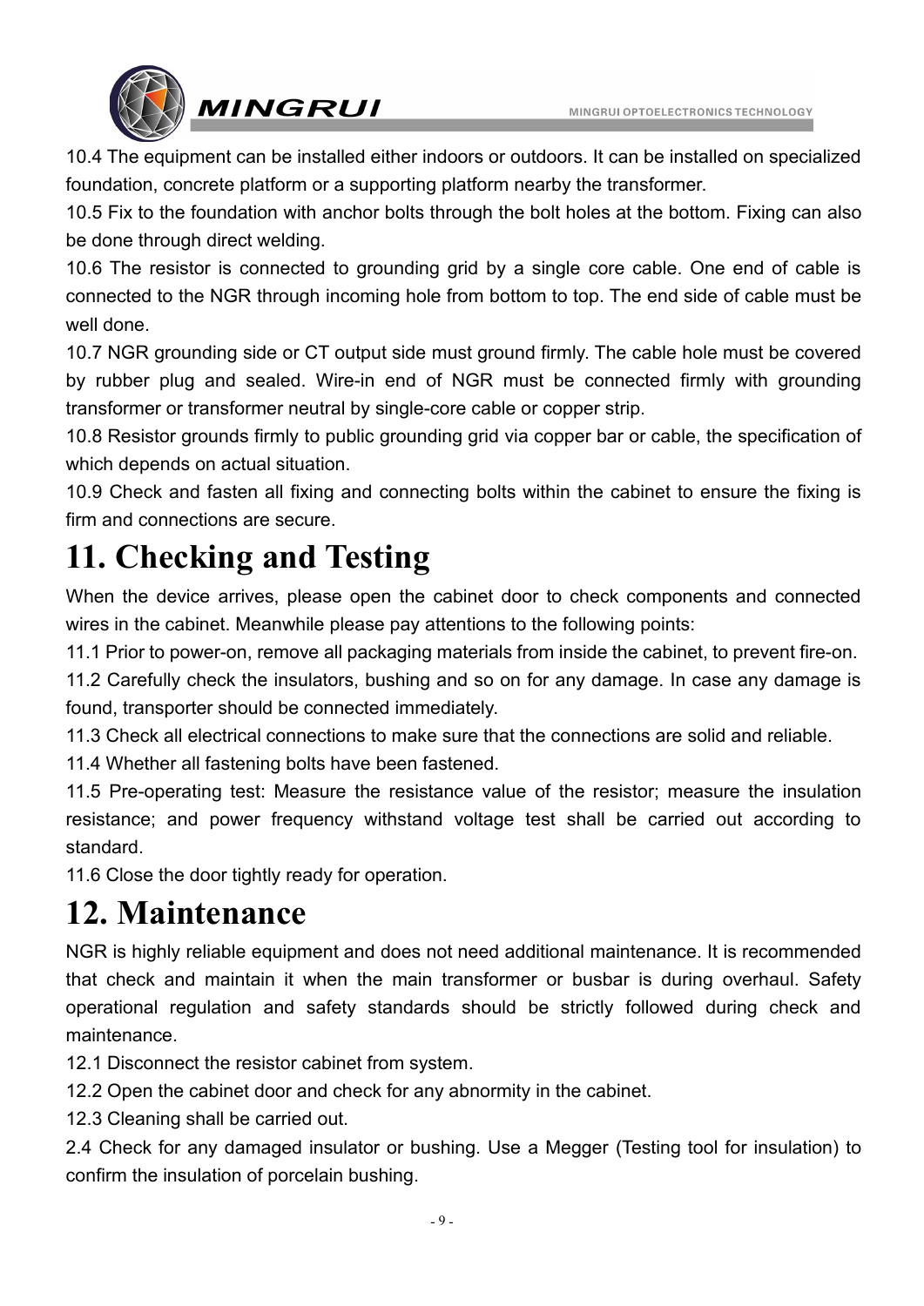10.4 The equipment can be installed either indoors or outdoors. It can be installed on specialized foundation, concrete platform or a supporting platform nearby the transformer.

10.5 Fix to the foundation with anchor bolts through the bolt holes at the bottom. Fixing can also be done through direct welding.

10.6 The resistor is connected to grounding grid by a single core cable. One end of cable is connected to the NGR through incoming hole from bottom to top. The end side of cable must be well done.

10.7 NGR grounding side or CT output side must ground firmly. The cable hole must be covered by rubber plug and sealed. Wire-in end of NGR must be connected firmly with grounding transformer or transformer neutral by single-core cable or copper strip.

10.8 Resistor grounds firmly to public grounding grid via copper bar or cable, the specification of which depends on actual situation.

10.9 Check and fasten all fixing and connecting bolts within the cabinet to ensure the fixing is firm and connections are secure.

# 11. Checking and Testing

When the device arrives, please open the cabinet door to check components and connected wires in the cabinet. Meanwhile please pay attentions to the following points:

11.1 Prior to power-on, remove all packaging materials from inside the cabinet, to prevent fire-on.

11.2 Carefully check the insulators, bushing and so on for any damage. In case any damage is found, transporter should be connected immediately.

11.3 Check all electrical connections to make sure that the connections are solid and reliable.

11.4 Whether all fastening bolts have been fastened.

11.5 Pre-operating test: Measure the resistance value of the resistor; measure the insulation resistance; and power frequency withstand voltage test shall be carried out according to standard.

11.6 Close the door tightly ready for operation.

# 12. Maintenance

NGR is highly reliable equipment and does not need additional maintenance. It is recommended that check and maintain it when the main transformer or busbar is during overhaul. Safety operational regulation and safety standards should be strictly followed during check and maintenance.

12.1 Disconnect the resistor cabinet from system.

12.2 Open the cabinet door and check for any abnormity in the cabinet.

12.3 Cleaning shall be carried out.

2.4 Check for any damaged insulator or bushing. Use a Megger (Testing tool for insulation) to confirm the insulation of porcelain bushing.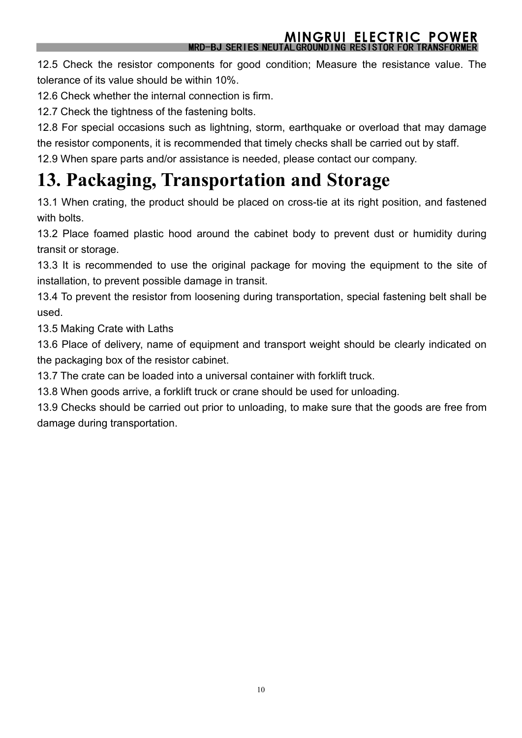12.5 Check the resistor components for good condition; Measure the resistance value. The tolerance of its value should be within 10%.

12.6 Check whether the internal connection is firm.

12.7 Check the tightness of the fastening bolts.

12.8 For special occasions such as lightning, storm, earthquake or overload that may damage the resistor components, it is recommended that timely checks shall be carried out by staff.

12.9 When spare parts and/or assistance is needed, please contact our company.

# 13. Packaging, Transportation and Storage

13.1 When crating, the product should be placed on cross-tie at its right position, and fastened with bolts.

13.2 Place foamed plastic hood around the cabinet body to prevent dust or humidity during transit or storage.

13.3 It is recommended to use the original package for moving the equipment to the site of installation, to prevent possible damage in transit.

13.4 To prevent the resistor from loosening during transportation, special fastening belt shall be used.

13.5 Making Crate with Laths

13.6 Place of delivery, name of equipment and transport weight should be clearly indicated on the packaging box of the resistor cabinet.

13.7 The crate can be loaded into a universal container with forklift truck.

13.8 When goods arrive, a forklift truck or crane should be used for unloading.

13.9 Checks should be carried out prior to unloading, to make sure that the goods are free from damage during transportation.